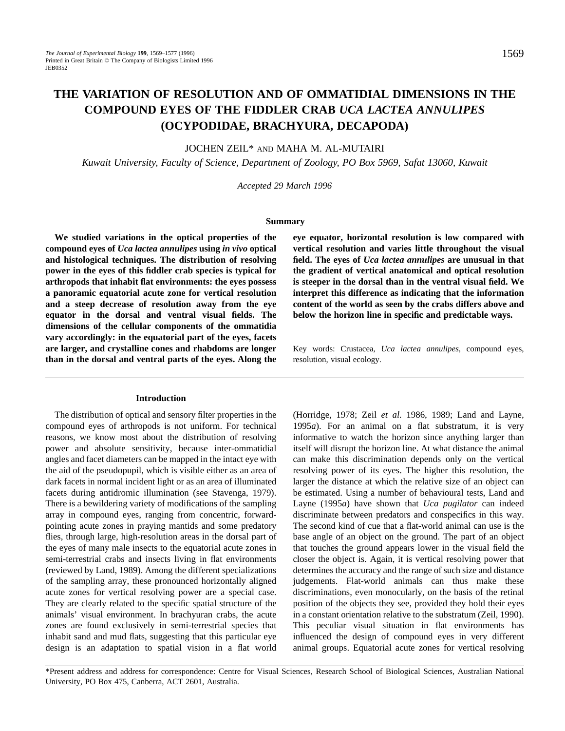# THE VARIATION OF RESOLUTION AND OF OMMATIDIAL DIMENSIONS IN THE COMPOUND EYES OF THE FIDDLER CRAB *UCA LACTEA ANNULIPES* (OCYPODIDAE, BRACHYURA, DECAPODA)

JOCHEN ZEIL* AND MAHA M. AL-MUTAIRI

*Kuwait University, Faculty of Science, Department of Zoology, PO Box 5969, Safat 13060, Kuwait*

*Accepted 29 March 1996*

## Summary

**We studied variations in the optical properties of the compound eyes of *Uca lactea annulipes* using *in vivo* optical and histological techniques. The distribution of resolving power in the eyes of this fiddler crab species is typical for arthropods that inhabit flat environments: the eyes possess a panoramic equatorial acute zone for vertical resolution and a steep decrease of resolution away from the eye equator in the dorsal and ventral visual fields. The dimensions of the cellular components of the ommatidia vary accordingly: in the equatorial part of the eyes, facets are larger, and crystalline cones and rhabdoms are longer than in the dorsal and ventral parts of the eyes. Along the eye equator, horizontal resolution is low compared with vertical resolution and varies little throughout the visual field. The eyes of *Uca lactea annulipes* are unusual in that the gradient of vertical anatomical and optical resolution is steeper in the dorsal than in the ventral visual field. We interpret this difference as indicating that the information content of the world as seen by the crabs differs above and below the horizon line in specific and predictable ways.**

Key words: Crustacea, *Uca lactea annulipes,* compound eyes, resolution, visual ecology.

## Introduction

The distribution of optical and sensory filter properties in the compound eyes of arthropods is not uniform. For technical reasons, we know most about the distribution of resolving power and absolute sensitivity, because inter-ommatidial angles and facet diameters can be mapped in the intact eye with the aid of the pseudopupil, which is visible either as an area of dark facets in normal incident light or as an area of illuminated facets during antidromic illumination (see Stavenga, 1979). There is a bewildering variety of modifications of the sampling array in compound eyes, ranging from concentric, forward-pointing acute zones in praying mantids and some predatory flies, through large, high-resolution areas in the dorsal part of the eyes of many male insects to the equatorial acute zones in semi-terrestrial crabs and insects living in flat environments (reviewed by Land, 1989). Among the different specializations of the sampling array, these pronounced horizontally aligned acute zones for vertical resolving power are a special case. They are clearly related to the specific spatial structure of the animals' visual environment. In brachyuran crabs, the acute zones are found exclusively in semi-terrestrial species that inhabit sand and mud flats, suggesting that this particular eye design is an adaptation to spatial vision in a flat world (Horridge, 1978; Zeil *et al.* 1986, 1989; Land and Layne, 1995*a*). For an animal on a flat substratum, it is very informative to watch the horizon since anything larger than itself will disrupt the horizon line. At what distance the animal can make this discrimination depends only on the vertical resolving power of its eyes. The higher this resolution, the larger the distance at which the relative size of an object can be estimated. Using a number of behavioural tests, Land and Layne (1995*a*) have shown that *Uca pugilator* can indeed discriminate between predators and conspecifics in this way. The second kind of cue that a flat-world animal can use is the base angle of an object on the ground. The part of an object that touches the ground appears lower in the visual field the closer the object is. Again, it is vertical resolving power that determines the accuracy and the range of such size and distance judgements. Flat-world animals can thus make these discriminations, even monocularly, on the basis of the retinal position of the objects they see, provided they hold their eyes in a constant orientation relative to the substratum (Zeil, 1990). This peculiar visual situation in flat environments has influenced the design of compound eyes in very different animal groups. Equatorial acute zones for vertical resolving

*Present address and address for correspondence: Centre for Visual Sciences, Research School of Biological Sciences, Australian National University, PO Box 475, Canberra, ACT 2601, Australia.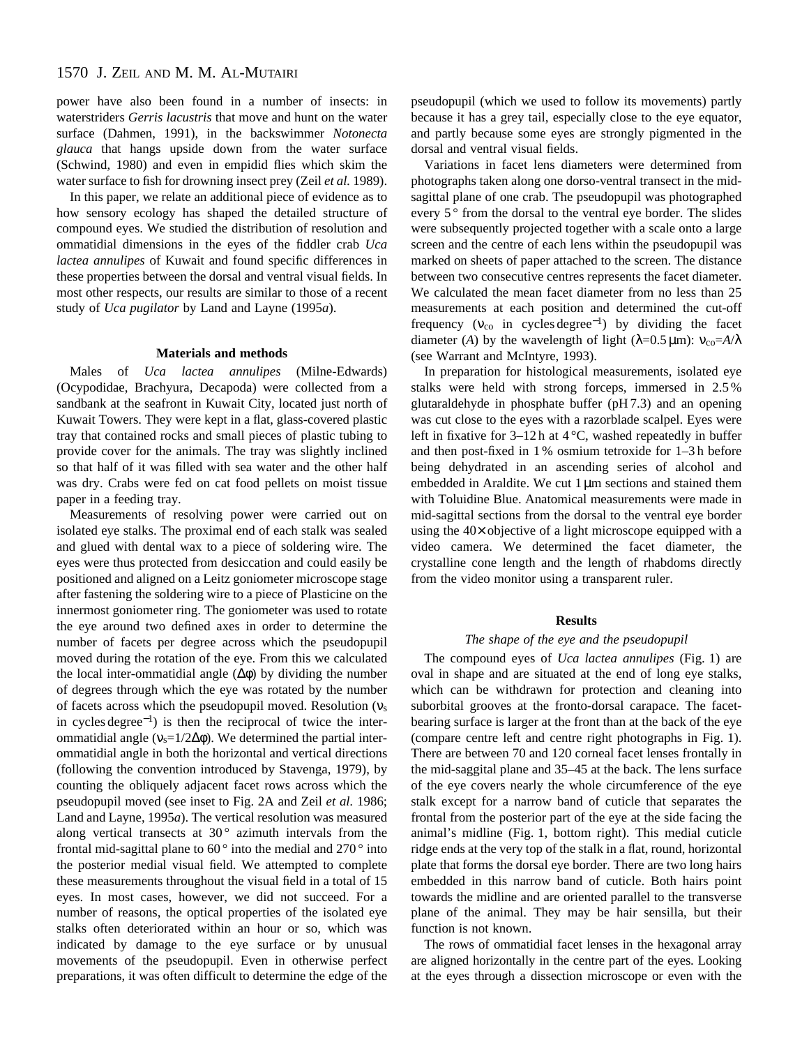power have also been found in a number of insects: in waterstriders *Gerris lacustris* that move and hunt on the water surface (Dahmen, 1991), in the backswimmer *Notonecta glauca* that hangs upside down from the water surface (Schwind, 1980) and even in empidid flies which skim the water surface to fish for drowning insect prey (Zeil *et al.* 1989).

In this paper, we relate an additional piece of evidence as to how sensory ecology has shaped the detailed structure of compound eyes. We studied the distribution of resolution and ommatidial dimensions in the eyes of the fiddler crab *Uca lactea annulipes* of Kuwait and found specific differences in these properties between the dorsal and ventral visual fields. In most other respects, our results are similar to those of a recent study of *Uca pugilator* by Land and Layne (1995*a*).

## Materials and methods

Males of *Uca lactea annulipes* (Milne-Edwards) (Ocypodidae, Brachyura, Decapoda) were collected from a sandbank at the seafront in Kuwait City, located just north of Kuwait Towers. They were kept in a flat, glass-covered plastic tray that contained rocks and small pieces of plastic tubing to provide cover for the animals. The tray was slightly inclined so that half of it was filled with sea water and the other half was dry. Crabs were fed on cat food pellets on moist tissue paper in a feeding tray.

Measurements of resolving power were carried out on isolated eye stalks. The proximal end of each stalk was sealed and glued with dental wax to a piece of soldering wire. The eyes were thus protected from desiccation and could easily be positioned and aligned on a Leitz goniometer microscope stage after fastening the soldering wire to a piece of Plasticine on the innermost goniometer ring. The goniometer was used to rotate the eye around two defined axes in order to determine the number of facets per degree across which the pseudopupil moved during the rotation of the eye. From this we calculated the local inter-ommatidial angle ($\Delta\phi$) by dividing the number of degrees through which the eye was rotated by the number of facets across which the pseudopupil moved. Resolution ($\nu_s$ in cycles degree$^{-1}$) is then the reciprocal of twice the inter-ommatidial angle ($\nu_s$=1/2$\Delta\phi$). We determined the partial inter-ommatidial angle in both the horizontal and vertical directions (following the convention introduced by Stavenga, 1979), by counting the obliquely adjacent facet rows across which the pseudopupil moved (see inset to Fig. 2A and Zeil *et al.* 1986; Land and Layne, 1995*a*). The vertical resolution was measured along vertical transects at 30° azimuth intervals from the frontal mid-sagittal plane to 60° into the medial and 270° into the posterior medial visual field. We attempted to complete these measurements throughout the visual field in a total of 15 eyes. In most cases, however, we did not succeed. For a number of reasons, the optical properties of the isolated eye stalks often deteriorated within an hour or so, which was indicated by damage to the eye surface or by unusual movements of the pseudopupil. Even in otherwise perfect preparations, it was often difficult to determine the edge of the pseudopupil (which we used to follow its movements) partly because it has a grey tail, especially close to the eye equator, and partly because some eyes are strongly pigmented in the dorsal and ventral visual fields.

Variations in facet lens diameters were determined from photographs taken along one dorso-ventral transect in the mid-sagittal plane of one crab. The pseudopupil was photographed every 5° from the dorsal to the ventral eye border. The slides were subsequently projected together with a scale onto a large screen and the centre of each lens within the pseudopupil was marked on sheets of paper attached to the screen. The distance between two consecutive centres represents the facet diameter. We calculated the mean facet diameter from no less than 25 measurements at each position and determined the cut-off frequency ($\nu_{co}$ in cycles degree$^{-1}$) by dividing the facet diameter ($A$) by the wavelength of light ($\lambda$=0.5 µm): $\nu_{co}$=$A$/$\lambda$ (see Warrant and McIntyre, 1993).

In preparation for histological measurements, isolated eye stalks were held with strong forceps, immersed in 2.5 % glutaraldehyde in phosphate buffer (pH 7.3) and an opening was cut close to the eyes with a razorblade scalpel. Eyes were left in fixative for 3–12 h at 4 °C, washed repeatedly in buffer and then post-fixed in 1 % osmium tetroxide for 1–3 h before being dehydrated in an ascending series of alcohol and embedded in Araldite. We cut 1 µm sections and stained them with Toluidine Blue. Anatomical measurements were made in mid-sagittal sections from the dorsal to the ventral eye border using the 40× objective of a light microscope equipped with a video camera. We determined the facet diameter, the crystalline cone length and the length of rhabdoms directly from the video monitor using a transparent ruler.

## Results

### *The shape of the eye and the pseudopupil*

The compound eyes of *Uca lactea annulipes* (Fig. 1) are oval in shape and are situated at the end of long eye stalks, which can be withdrawn for protection and cleaning into suborbital grooves at the fronto-dorsal carapace. The facet-bearing surface is larger at the front than at the back of the eye (compare centre left and centre right photographs in Fig. 1). There are between 70 and 120 corneal facet lenses frontally in the mid-saggital plane and 35–45 at the back. The lens surface of the eye covers nearly the whole circumference of the eye stalk except for a narrow band of cuticle that separates the frontal from the posterior part of the eye at the side facing the animal's midline (Fig. 1, bottom right). This medial cuticle ridge ends at the very top of the stalk in a flat, round, horizontal plate that forms the dorsal eye border. There are two long hairs embedded in this narrow band of cuticle. Both hairs point towards the midline and are oriented parallel to the transverse plane of the animal. They may be hair sensilla, but their function is not known.

The rows of ommatidial facet lenses in the hexagonal array are aligned horizontally in the centre part of the eyes. Looking at the eyes through a dissection microscope or even with the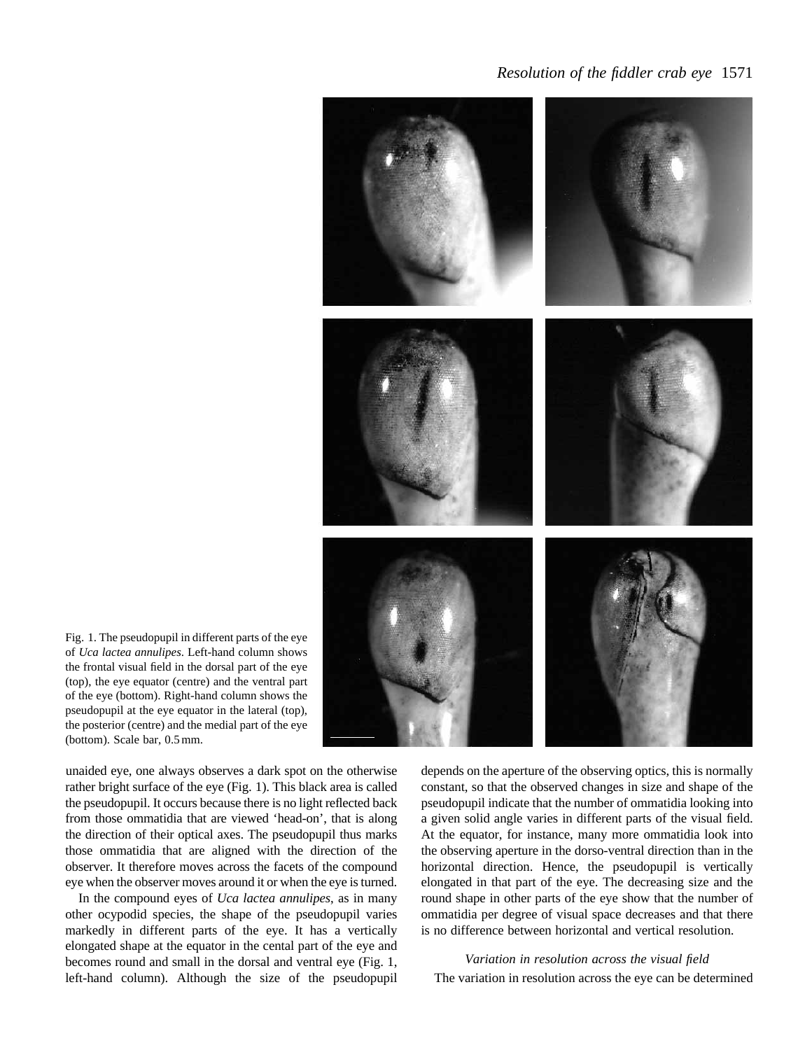Fig. 1. The pseudopupil in different parts of the eye of *Uca lactea annulipes*. Left-hand column shows the frontal visual field in the dorsal part of the eye (top), the eye equator (centre) and the ventral part of the eye (bottom). Right-hand column shows the pseudopupil at the eye equator in the lateral (top), the posterior (centre) and the medial part of the eye (bottom). Scale bar, 0.5 mm.

unaided eye, one always observes a dark spot on the otherwise rather bright surface of the eye (Fig. 1). This black area is called the pseudopupil. It occurs because there is no light reflected back from those ommatidia that are viewed 'head-on', that is along the direction of their optical axes. The pseudopupil thus marks those ommatidia that are aligned with the direction of the observer. It therefore moves across the facets of the compound eye when the observer moves around it or when the eye is turned.

In the compound eyes of *Uca lactea annulipes*, as in many other ocypodid species, the shape of the pseudopupil varies markedly in different parts of the eye. It has a vertically elongated shape at the equator in the cental part of the eye and becomes round and small in the dorsal and ventral eye (Fig. 1, left-hand column). Although the size of the pseudopupil depends on the aperture of the observing optics, this is normally constant, so that the observed changes in size and shape of the pseudopupil indicate that the number of ommatidia looking into a given solid angle varies in different parts of the visual field. At the equator, for instance, many more ommatidia look into the observing aperture in the dorso-ventral direction than in the horizontal direction. Hence, the pseudopupil is vertically elongated in that part of the eye. The decreasing size and the round shape in other parts of the eye show that the number of ommatidia per degree of visual space decreases and that there is no difference between horizontal and vertical resolution.

### *Variation in resolution across the visual field*

The variation in resolution across the eye can be determined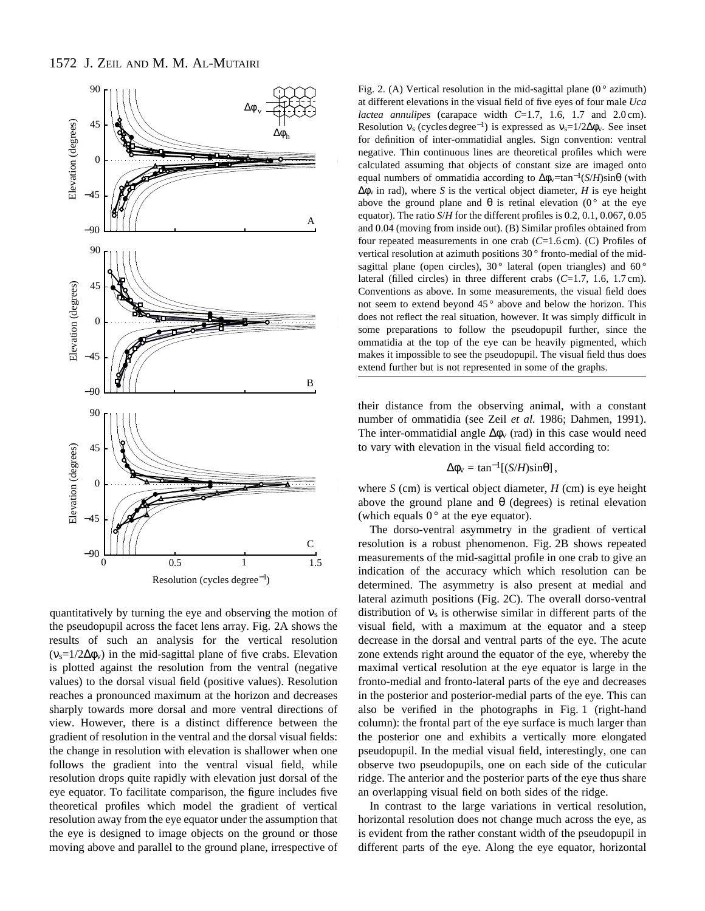quantitatively by turning the eye and observing the motion of the pseudopupil across the facet lens array. Fig. 2A shows the results of such an analysis for the vertical resolution ($\nu_s=1/2\Delta\phi_v$) in the mid-sagittal plane of five crabs. Elevation is plotted against the resolution from the ventral (negative values) to the dorsal visual field (positive values). Resolution reaches a pronounced maximum at the horizon and decreases sharply towards more dorsal and more ventral directions of view. However, there is a distinct difference between the gradient of resolution in the ventral and the dorsal visual fields: the change in resolution with elevation is shallower when one follows the gradient into the ventral visual field, while resolution drops quite rapidly with elevation just dorsal of the eye equator. To facilitate comparison, the figure includes five theoretical profiles which model the gradient of vertical resolution away from the eye equator under the assumption that the eye is designed to image objects on the ground or those moving above and parallel to the ground plane, irrespective of their distance from the observing animal, with a constant number of ommatidia (see Zeil *et al.* 1986; Dahmen, 1991). The inter-ommatidial angle $\Delta\phi_v$ (rad) in this case would need to vary with elevation in the visual field according to:

$$\Delta\phi_v = \tan^{-1}[(S/H)\sin\theta]\,,$$

where $S$ (cm) is vertical object diameter, $H$ (cm) is eye height above the ground plane and $\theta$ (degrees) is retinal elevation (which equals 0° at the eye equator).

Fig. 2. (A) Vertical resolution in the mid-sagittal plane (0° azimuth) at different elevations in the visual field of five eyes of four male *Uca lactea annulipes* (carapace width $C$=1.7, 1.6, 1.7 and 2.0 cm). Resolution $\nu_s$ (cycles degree$^{-1}$) is expressed as $\nu_s=1/2\Delta\phi_v$. See inset for definition of inter-ommatidial angles. Sign convention: ventral negative. Thin continuous lines are theoretical profiles which were calculated assuming that objects of constant size are imaged onto equal numbers of ommatidia according to $\Delta\phi_v=\tan^{-1}(S/H)\sin\theta$ (with $\Delta\phi_v$ in rad), where $S$ is the vertical object diameter, $H$ is eye height above the ground plane and $\theta$ is retinal elevation (0° at the eye equator). The ratio $S/H$ for the different profiles is 0.2, 0.1, 0.067, 0.05 and 0.04 (moving from inside out). (B) Similar profiles obtained from four repeated measurements in one crab ($C$=1.6 cm). (C) Profiles of vertical resolution at azimuth positions 30° fronto-medial of the mid-sagittal plane (open circles), 30° lateral (open triangles) and 60° lateral (filled circles) in three different crabs ($C$=1.7, 1.6, 1.7 cm). Conventions as above. In some measurements, the visual field does not seem to extend beyond 45° above and below the horizon. This does not reflect the real situation, however. It was simply difficult in some preparations to follow the pseudopupil further, since the ommatidia at the top of the eye can be heavily pigmented, which makes it impossible to see the pseudopupil. The visual field thus does extend further but is not represented in some of the graphs.

The dorso-ventral asymmetry in the gradient of vertical resolution is a robust phenomenon. Fig. 2B shows repeated measurements of the mid-sagittal profile in one crab to give an indication of the accuracy which which resolution can be determined. The asymmetry is also present at medial and lateral azimuth positions (Fig. 2C). The overall dorso-ventral distribution of $\nu_s$ is otherwise similar in different parts of the visual field, with a maximum at the equator and a steep decrease in the dorsal and ventral parts of the eye. The acute zone extends right around the equator of the eye, whereby the maximal vertical resolution at the eye equator is large in the fronto-medial and fronto-lateral parts of the eye and decreases in the posterior and posterior-medial parts of the eye. This can also be verified in the photographs in Fig. 1 (right-hand column): the frontal part of the eye surface is much larger than the posterior one and exhibits a vertically more elongated pseudopupil. In the medial visual field, interestingly, one can observe two pseudopupils, one on each side of the cuticular ridge. The anterior and the posterior parts of the eye thus share an overlapping visual field on both sides of the ridge.

In contrast to the large variations in vertical resolution, horizontal resolution does not change much across the eye, as is evident from the rather constant width of the pseudopupil in different parts of the eye. Along the eye equator, horizontal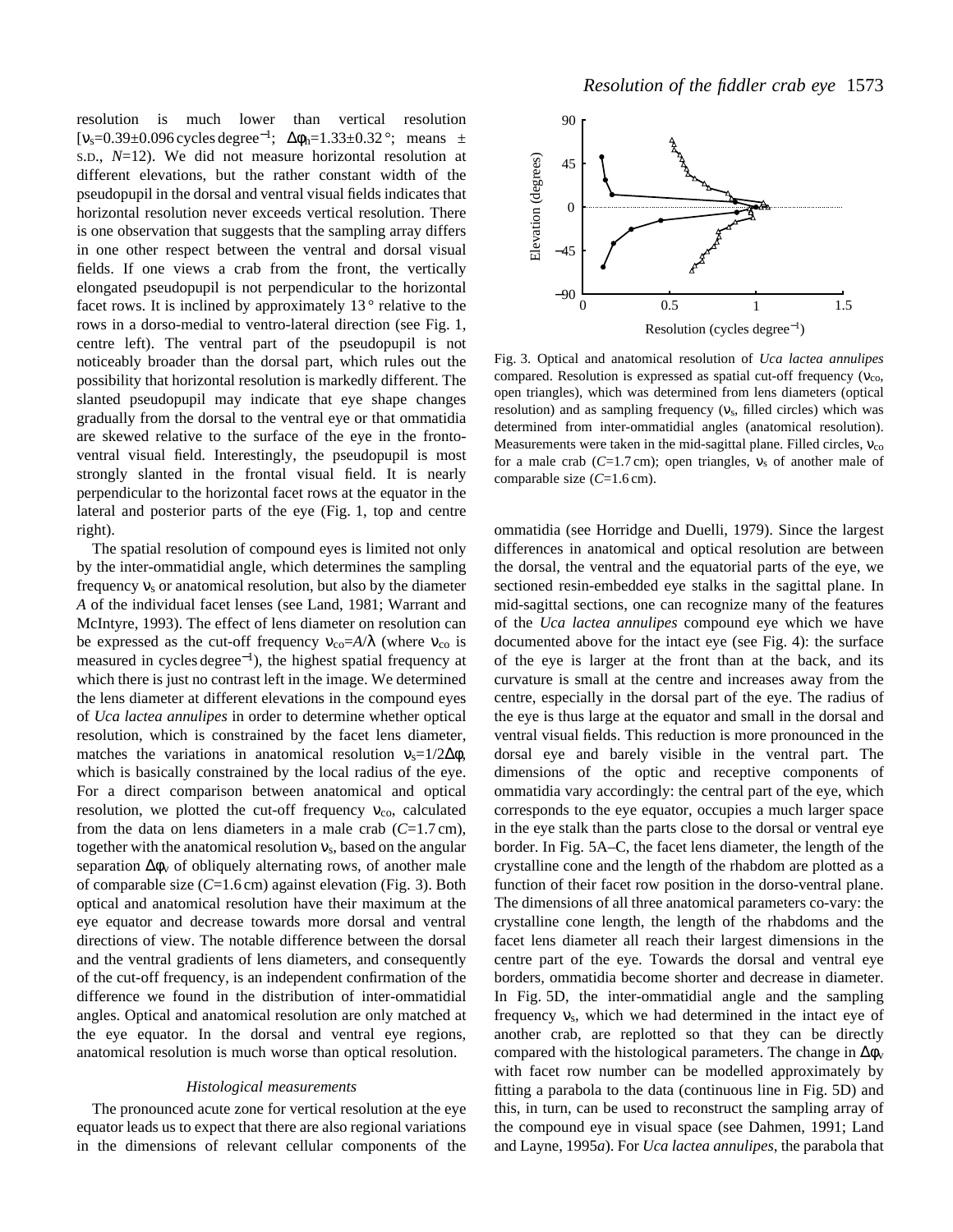resolution is much lower than vertical resolution [$\nu_s$=0.39±0.096 cycles degree$^{-1}$; $\Delta\phi_h$=1.33±0.32 °; means ± S.D., $N$=12). We did not measure horizontal resolution at different elevations, but the rather constant width of the pseudopupil in the dorsal and ventral visual fields indicates that horizontal resolution never exceeds vertical resolution. There is one observation that suggests that the sampling array differs in one other respect between the ventral and dorsal visual fields. If one views a crab from the front, the vertically elongated pseudopupil is not perpendicular to the horizontal facet rows. It is inclined by approximately 13 ° relative to the rows in a dorso-medial to ventro-lateral direction (see Fig. 1, centre left). The ventral part of the pseudopupil is not noticeably broader than the dorsal part, which rules out the possibility that horizontal resolution is markedly different. The slanted pseudopupil may indicate that eye shape changes gradually from the dorsal to the ventral eye or that ommatidia are skewed relative to the surface of the eye in the fronto-ventral visual field. Interestingly, the pseudopupil is most strongly slanted in the frontal visual field. It is nearly perpendicular to the horizontal facet rows at the equator in the lateral and posterior parts of the eye (Fig. 1, top and centre right).

The spatial resolution of compound eyes is limited not only by the inter-ommatidial angle, which determines the sampling frequency $\nu_s$ or anatomical resolution, but also by the diameter $A$ of the individual facet lenses (see Land, 1981; Warrant and McIntyre, 1993). The effect of lens diameter on resolution can be expressed as the cut-off frequency $\nu_{co}=A/\lambda$ (where $\nu_{co}$ is measured in cycles degree$^{-1}$), the highest spatial frequency at which there is just no contrast left in the image. We determined the lens diameter at different elevations in the compound eyes of *Uca lactea annulipes* in order to determine whether optical resolution, which is constrained by the facet lens diameter, matches the variations in anatomical resolution $\nu_s=1/2\Delta\phi$, which is basically constrained by the local radius of the eye. For a direct comparison between anatomical and optical resolution, we plotted the cut-off frequency $\nu_{co}$, calculated from the data on lens diameters in a male crab ($C$=1.7 cm), together with the anatomical resolution $\nu_s$, based on the angular separation $\Delta\phi_v$ of obliquely alternating rows, of another male of comparable size ($C$=1.6 cm) against elevation (Fig. 3). Both optical and anatomical resolution have their maximum at the eye equator and decrease towards more dorsal and ventral directions of view. The notable difference between the dorsal and the ventral gradients of lens diameters, and consequently of the cut-off frequency, is an independent confirmation of the difference we found in the distribution of inter-ommatidial angles. Optical and anatomical resolution are only matched at the eye equator. In the dorsal and ventral eye regions, anatomical resolution is much worse than optical resolution.

### *Histological measurements*

The pronounced acute zone for vertical resolution at the eye equator leads us to expect that there are also regional variations in the dimensions of relevant cellular components of the ommatidia (see Horridge and Duelli, 1979). Since the largest differences in anatomical and optical resolution are between the dorsal, the ventral and the equatorial parts of the eye, we sectioned resin-embedded eye stalks in the sagittal plane. In mid-sagittal sections, one can recognize many of the features of the *Uca lactea annulipes* compound eye which we have documented above for the intact eye (see Fig. 4): the surface of the eye is larger at the front than at the back, and its curvature is small at the centre and increases away from the centre, especially in the dorsal part of the eye. The radius of the eye is thus large at the equator and small in the dorsal and ventral visual fields. This reduction is more pronounced in the dorsal eye and barely visible in the ventral part. The dimensions of the optic and receptive components of ommatidia vary accordingly: the central part of the eye, which corresponds to the eye equator, occupies a much larger space in the eye stalk than the parts close to the dorsal or ventral eye border. In Fig. 5A–C, the facet lens diameter, the length of the crystalline cone and the length of the rhabdom are plotted as a function of their facet row position in the dorso-ventral plane. The dimensions of all three anatomical parameters co-vary: the crystalline cone length, the length of the rhabdoms and the facet lens diameter all reach their largest dimensions in the centre part of the eye. Towards the dorsal and ventral eye borders, ommatidia become shorter and decrease in diameter. In Fig. 5D, the inter-ommatidial angle and the sampling frequency $\nu_s$, which we had determined in the intact eye of another crab, are replotted so that they can be directly compared with the histological parameters. The change in $\Delta\phi_v$ with facet row number can be modelled approximately by fitting a parabola to the data (continuous line in Fig. 5D) and this, in turn, can be used to reconstruct the sampling array of the compound eye in visual space (see Dahmen, 1991; Land and Layne, 1995*a*). For *Uca lactea annulipes*, the parabola that

Fig. 3. Optical and anatomical resolution of *Uca lactea annulipes* compared. Resolution is expressed as spatial cut-off frequency ($\nu_{co}$, open triangles), which was determined from lens diameters (optical resolution) and as sampling frequency ($\nu_s$, filled circles) which was determined from inter-ommatidial angles (anatomical resolution). Measurements were taken in the mid-sagittal plane. Filled circles, $\nu_{co}$ for a male crab ($C$=1.7 cm); open triangles, $\nu_s$ of another male of comparable size ($C$=1.6 cm).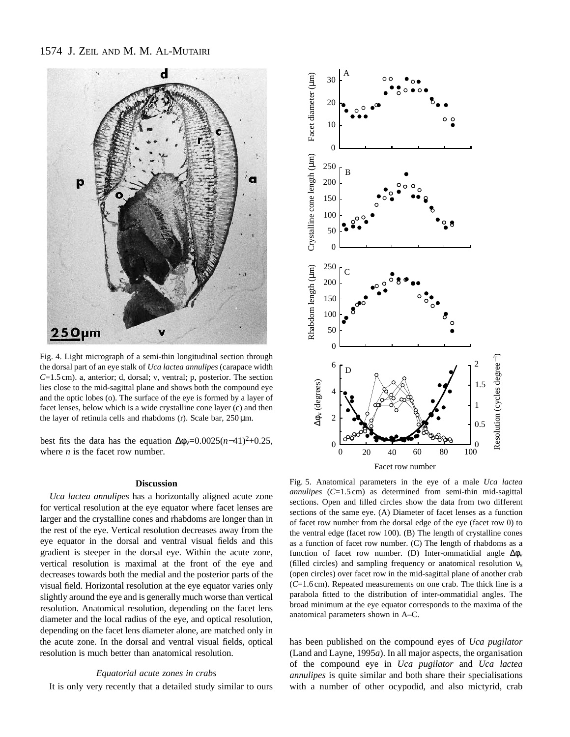Fig. 4. Light micrograph of a semi-thin longitudinal section through the dorsal part of an eye stalk of *Uca lactea annulipes* (carapace width $C$=1.5 cm). a, anterior; d, dorsal; v, ventral; p, posterior. The section lies close to the mid-sagittal plane and shows both the compound eye and the optic lobes (o). The surface of the eye is formed by a layer of facet lenses, below which is a wide crystalline cone layer (c) and then the layer of retinula cells and rhabdoms (r). Scale bar, 250 µm.

best fits the data has the equation $\Delta\phi_v = 0.0025(n-41)^2 + 0.25$, where $n$ is the facet row number.

Fig. 5. Anatomical parameters in the eye of a male *Uca lactea annulipes* ($C$=1.5 cm) as determined from semi-thin mid-sagittal sections. Open and filled circles show the data from two different sections of the same eye. (A) Diameter of facet lenses as a function of facet row number from the dorsal edge of the eye (facet row 0) to the ventral edge (facet row 100). (B) The length of crystalline cones as a function of facet row number. (C) The length of rhabdoms as a function of facet row number. (D) Inter-ommatidial angle $\Delta\phi_v$ (filled circles) and sampling frequency or anatomical resolution $\nu_s$ (open circles) over facet row in the mid-sagittal plane of another crab ($C$=1.6 cm). Repeated measurements on one crab. The thick line is a parabola fitted to the distribution of inter-ommatidial angles. The broad minimum at the eye equator corresponds to the maxima of the anatomical parameters shown in A–C.

## Discussion

*Uca lactea annulipes* has a horizontally aligned acute zone for vertical resolution at the eye equator where facet lenses are larger and the crystalline cones and rhabdoms are longer than in the rest of the eye. Vertical resolution decreases away from the eye equator in the dorsal and ventral visual fields and this gradient is steeper in the dorsal eye. Within the acute zone, vertical resolution is maximal at the front of the eye and decreases towards both the medial and the posterior parts of the visual field. Horizontal resolution at the eye equator varies only slightly around the eye and is generally much worse than vertical resolution. Anatomical resolution, depending on the facet lens diameter and the local radius of the eye, and optical resolution, depending on the facet lens diameter alone, are matched only in the acute zone. In the dorsal and ventral visual fields, optical resolution is much better than anatomical resolution.

### *Equatorial acute zones in crabs*

It is only very recently that a detailed study similar to ours has been published on the compound eyes of *Uca pugilator* (Land and Layne, 1995*a*). In all major aspects, the organisation of the compound eye in *Uca pugilator* and *Uca lactea annulipes* is quite similar and both share their specialisations with a number of other ocypodid, and also mictyrid, crab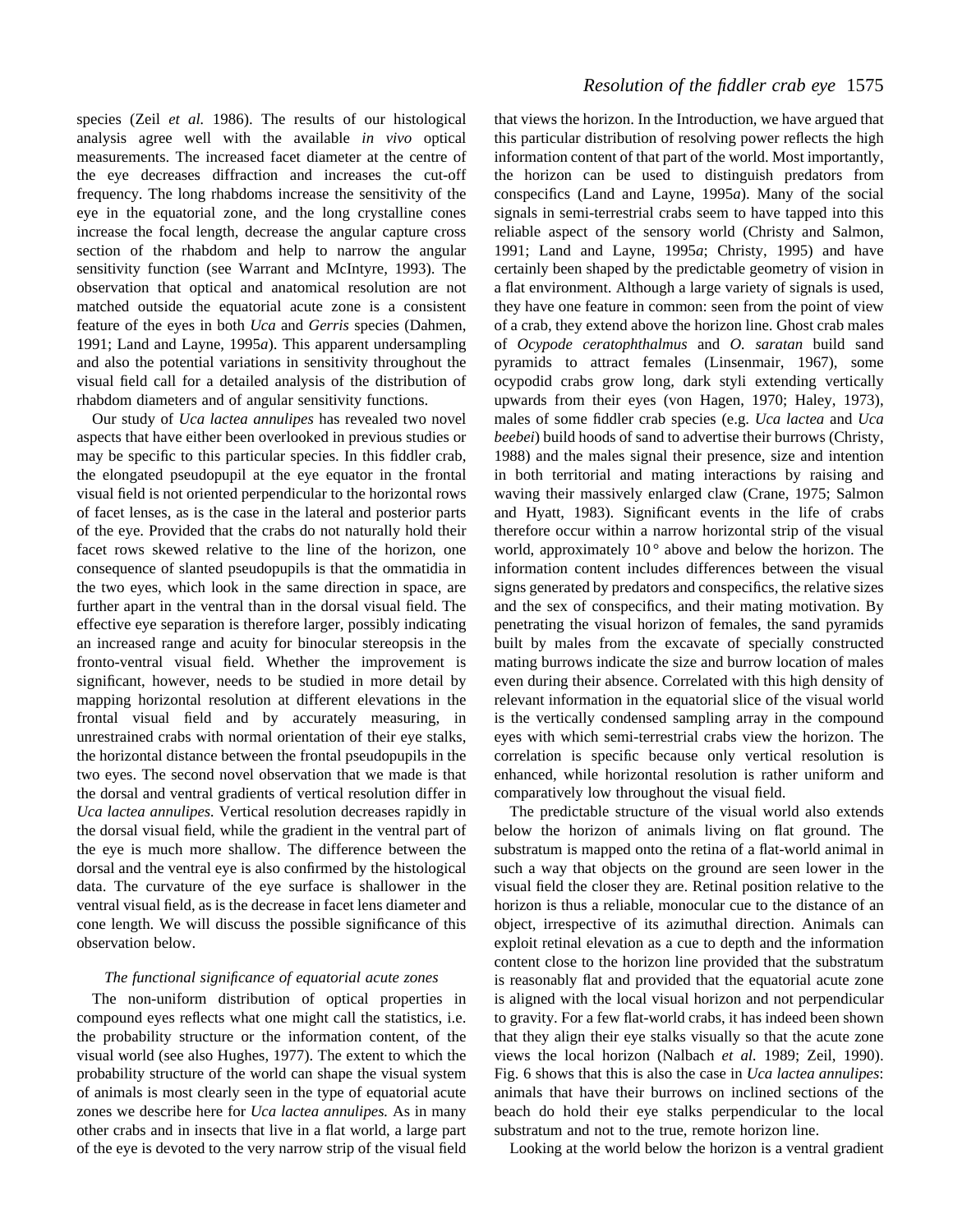species (Zeil *et al.* 1986). The results of our histological analysis agree well with the available *in vivo* optical measurements. The increased facet diameter at the centre of the eye decreases diffraction and increases the cut-off frequency. The long rhabdoms increase the sensitivity of the eye in the equatorial zone, and the long crystalline cones increase the focal length, decrease the angular capture cross section of the rhabdom and help to narrow the angular sensitivity function (see Warrant and McIntyre, 1993). The observation that optical and anatomical resolution are not matched outside the equatorial acute zone is a consistent feature of the eyes in both *Uca* and *Gerris* species (Dahmen, 1991; Land and Layne, 1995*a*). This apparent undersampling and also the potential variations in sensitivity throughout the visual field call for a detailed analysis of the distribution of rhabdom diameters and of angular sensitivity functions.

Our study of *Uca lactea annulipes* has revealed two novel aspects that have either been overlooked in previous studies or may be specific to this particular species. In this fiddler crab, the elongated pseudopupil at the eye equator in the frontal visual field is not oriented perpendicular to the horizontal rows of facet lenses, as is the case in the lateral and posterior parts of the eye. Provided that the crabs do not naturally hold their facet rows skewed relative to the line of the horizon, one consequence of slanted pseudopupils is that the ommatidia in the two eyes, which look in the same direction in space, are further apart in the ventral than in the dorsal visual field. The effective eye separation is therefore larger, possibly indicating an increased range and acuity for binocular stereopsis in the fronto-ventral visual field. Whether the improvement is significant, however, needs to be studied in more detail by mapping horizontal resolution at different elevations in the frontal visual field and by accurately measuring, in unrestrained crabs with normal orientation of their eye stalks, the horizontal distance between the frontal pseudopupils in the two eyes. The second novel observation that we made is that the dorsal and ventral gradients of vertical resolution differ in *Uca lactea annulipes.* Vertical resolution decreases rapidly in the dorsal visual field, while the gradient in the ventral part of the eye is much more shallow. The difference between the dorsal and the ventral eye is also confirmed by the histological data. The curvature of the eye surface is shallower in the ventral visual field, as is the decrease in facet lens diameter and cone length. We will discuss the possible significance of this observation below.

### *The functional significance of equatorial acute zones*

The non-uniform distribution of optical properties in compound eyes reflects what one might call the statistics, i.e. the probability structure or the information content, of the visual world (see also Hughes, 1977). The extent to which the probability structure of the world can shape the visual system of animals is most clearly seen in the type of equatorial acute zones we describe here for *Uca lactea annulipes.* As in many other crabs and in insects that live in a flat world, a large part of the eye is devoted to the very narrow strip of the visual field that views the horizon. In the Introduction, we have argued that this particular distribution of resolving power reflects the high information content of that part of the world. Most importantly, the horizon can be used to distinguish predators from conspecifics (Land and Layne, 1995*a*). Many of the social signals in semi-terrestrial crabs seem to have tapped into this reliable aspect of the sensory world (Christy and Salmon, 1991; Land and Layne, 1995*a*; Christy, 1995) and have certainly been shaped by the predictable geometry of vision in a flat environment. Although a large variety of signals is used, they have one feature in common: seen from the point of view of a crab, they extend above the horizon line. Ghost crab males of *Ocypode ceratophthalmus* and *O. saratan* build sand pyramids to attract females (Linsenmair, 1967), some ocypodid crabs grow long, dark styli extending vertically upwards from their eyes (von Hagen, 1970; Haley, 1973), males of some fiddler crab species (e.g. *Uca lactea* and *Uca beebei*) build hoods of sand to advertise their burrows (Christy, 1988) and the males signal their presence, size and intention in both territorial and mating interactions by raising and waving their massively enlarged claw (Crane, 1975; Salmon and Hyatt, 1983). Significant events in the life of crabs therefore occur within a narrow horizontal strip of the visual world, approximately 10 ° above and below the horizon. The information content includes differences between the visual signs generated by predators and conspecifics, the relative sizes and the sex of conspecifics, and their mating motivation. By penetrating the visual horizon of females, the sand pyramids built by males from the excavate of specially constructed mating burrows indicate the size and burrow location of males even during their absence. Correlated with this high density of relevant information in the equatorial slice of the visual world is the vertically condensed sampling array in the compound eyes with which semi-terrestrial crabs view the horizon. The correlation is specific because only vertical resolution is enhanced, while horizontal resolution is rather uniform and comparatively low throughout the visual field.

The predictable structure of the visual world also extends below the horizon of animals living on flat ground. The substratum is mapped onto the retina of a flat-world animal in such a way that objects on the ground are seen lower in the visual field the closer they are. Retinal position relative to the horizon is thus a reliable, monocular cue to the distance of an object, irrespective of its azimuthal direction. Animals can exploit retinal elevation as a cue to depth and the information content close to the horizon line provided that the substratum is reasonably flat and provided that the equatorial acute zone is aligned with the local visual horizon and not perpendicular to gravity. For a few flat-world crabs, it has indeed been shown that they align their eye stalks visually so that the acute zone views the local horizon (Nalbach *et al.* 1989; Zeil, 1990). Fig. 6 shows that this is also the case in *Uca lactea annulipes*: animals that have their burrows on inclined sections of the beach do hold their eye stalks perpendicular to the local substratum and not to the true, remote horizon line.

Looking at the world below the horizon is a ventral gradient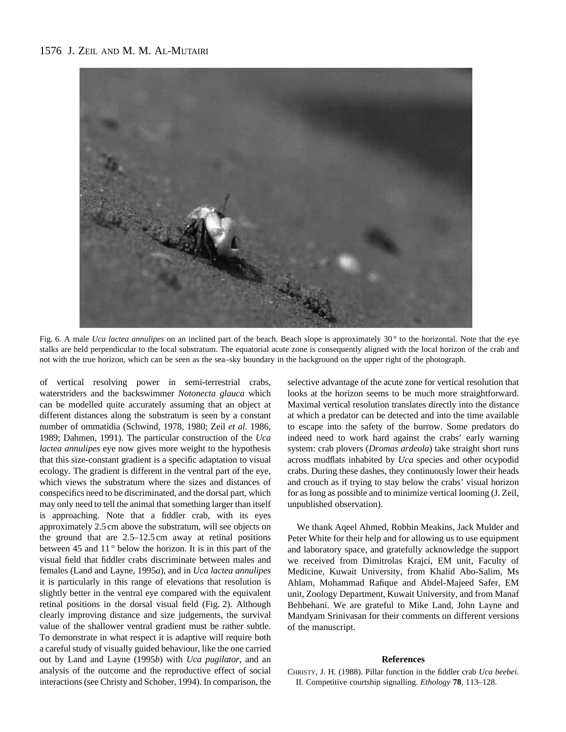Fig. 6. A male *Uca lactea annulipes* on an inclined part of the beach. Beach slope is approximately 30° to the horizontal. Note that the eye stalks are held perpendicular to the local substratum. The equatorial acute zone is consequently aligned with the local horizon of the crab and not with the true horizon, which can be seen as the sea–sky boundary in the background on the upper right of the photograph.

of vertical resolving power in semi-terrestrial crabs, waterstriders and the backswimmer *Notonecta glauca* which can be modelled quite accurately assuming that an object at different distances along the substratum is seen by a constant number of ommatidia (Schwind, 1978, 1980; Zeil *et al.* 1986, 1989; Dahmen, 1991). The particular construction of the *Uca lactea annulipes* eye now gives more weight to the hypothesis that this size-constant gradient is a specific adaptation to visual ecology. The gradient is different in the ventral part of the eye, which views the substratum where the sizes and distances of conspecifics need to be discriminated, and the dorsal part, which may only need to tell the animal that something larger than itself is approaching. Note that a fiddler crab, with its eyes approximately 2.5 cm above the substratum, will see objects on the ground that are 2.5–12.5 cm away at retinal positions between 45 and 11° below the horizon. It is in this part of the visual field that fiddler crabs discriminate between males and females (Land and Layne, 1995*a*), and in *Uca lactea annulipes* it is particularly in this range of elevations that resolution is slightly better in the ventral eye compared with the equivalent retinal positions in the dorsal visual field (Fig. 2). Although clearly improving distance and size judgements, the survival value of the shallower ventral gradient must be rather subtle. To demonstrate in what respect it is adaptive will require both a careful study of visually guided behaviour, like the one carried out by Land and Layne (1995*b*) with *Uca pugilator*, and an analysis of the outcome and the reproductive effect of social interactions (see Christy and Schober, 1994). In comparison, the selective advantage of the acute zone for vertical resolution that looks at the horizon seems to be much more straightforward. Maximal vertical resolution translates directly into the distance at which a predator can be detected and into the time available to escape into the safety of the burrow. Some predators do indeed need to work hard against the crabs' early warning system: crab plovers (*Dromas ardeola*) take straight short runs across mudflats inhabited by *Uca* species and other ocypodid crabs. During these dashes, they continuously lower their heads and crouch as if trying to stay below the crabs' visual horizon for as long as possible and to minimize vertical looming (J. Zeil, unpublished observation).

We thank Aqeel Ahmed, Robbin Meakins, Jack Mulder and Peter White for their help and for allowing us to use equipment and laboratory space, and gratefully acknowledge the support we received from Dimitrolas Krajcí, EM unit, Faculty of Medicine, Kuwait University, from Khalid Abo-Salim, Ms Ahlam, Mohammad Rafique and Abdel-Majeed Safer, EM unit, Zoology Department, Kuwait University, and from Manaf Behbehani. We are grateful to Mike Land, John Layne and Mandyam Srinivasan for their comments on different versions of the manuscript.

## References

CHRISTY, J. H. (1988). Pillar function in the fiddler crab *Uca beebei*. II. Competitive courtship signalling. *Ethology* **78**, 113–128.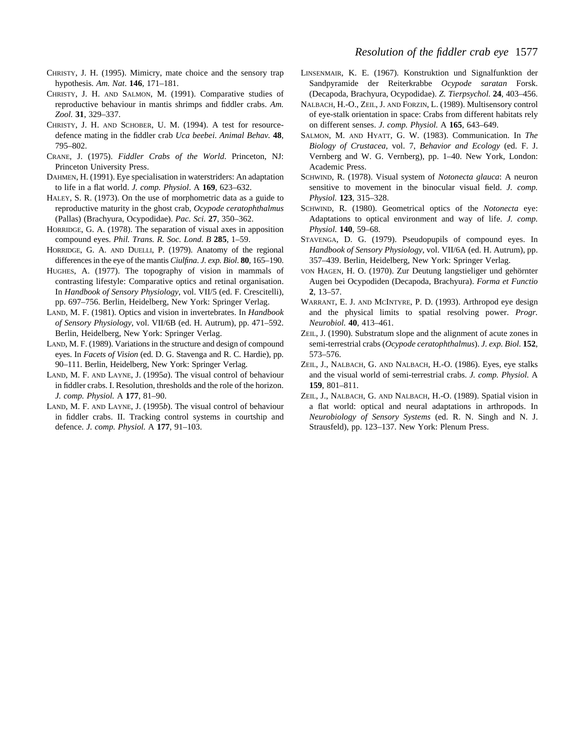CHRISTY, J. H. (1995). Mimicry, mate choice and the sensory trap hypothesis. *Am. Nat*. **146**, 171–181.

CHRISTY, J. H. AND SALMON, M. (1991). Comparative studies of reproductive behaviour in mantis shrimps and fiddler crabs. *Am. Zool.* **31**, 329–337.

CHRISTY, J. H. AND SCHOBER, U. M. (1994). A test for resource-defence mating in the fiddler crab *Uca beebei*. *Animal Behav.* **48**, 795–802.

CRANE, J. (1975). *Fiddler Crabs of the World*. Princeton, NJ: Princeton University Press.

DAHMEN, H. (1991). Eye specialisation in waterstriders: An adaptation to life in a flat world. *J. comp. Physiol*. A **169**, 623–632.

HALEY, S. R. (1973). On the use of morphometric data as a guide to reproductive maturity in the ghost crab, *Ocypode ceratophthalmus* (Pallas) (Brachyura, Ocypodidae). *Pac. Sci.* **27**, 350–362.

HORRIDGE, G. A. (1978). The separation of visual axes in apposition compound eyes. *Phil. Trans. R. Soc. Lond. B* **285**, 1–59.

HORRIDGE, G. A. AND DUELLI, P. (1979). Anatomy of the regional differences in the eye of the mantis *Ciulfina*. *J. exp. Biol.* **80**, 165–190.

HUGHES, A. (1977). The topography of vision in mammals of contrasting lifestyle: Comparative optics and retinal organisation. In *Handbook of Sensory Physiology*, vol. VII/5 (ed. F. Crescitelli), pp. 697–756. Berlin, Heidelberg, New York: Springer Verlag.

LAND, M. F. (1981). Optics and vision in invertebrates. In *Handbook of Sensory Physiology*, vol. VII/6B (ed. H. Autrum), pp. 471–592. Berlin, Heidelberg, New York: Springer Verlag.

LAND, M. F. (1989). Variations in the structure and design of compound eyes. In *Facets of Vision* (ed. D. G. Stavenga and R. C. Hardie), pp. 90–111. Berlin, Heidelberg, New York: Springer Verlag.

LAND, M. F. AND LAYNE, J. (1995*a*). The visual control of behaviour in fiddler crabs. I. Resolution, thresholds and the role of the horizon. *J. comp. Physiol.* A **177**, 81–90.

LAND, M. F. AND LAYNE, J. (1995*b*). The visual control of behaviour in fiddler crabs. II. Tracking control systems in courtship and defence. *J. comp. Physiol.* A **177**, 91–103.

LINSENMAIR, K. E. (1967). Konstruktion und Signalfunktion der Sandpyramide der Reiterkrabbe *Ocypode saratan* Forsk. (Decapoda, Brachyura, Ocypodidae). *Z. Tierpsychol.* **24**, 403–456.

NALBACH, H.-O., ZEIL, J. AND FORZIN, L. (1989). Multisensory control of eye-stalk orientation in space: Crabs from different habitats rely on different senses. *J. comp. Physiol.* A **165**, 643–649.

SALMON, M. AND HYATT, G. W. (1983). Communication. In *The Biology of Crustacea*, vol. 7, *Behavior and Ecology* (ed. F. J. Vernberg and W. G. Vernberg), pp. 1–40. New York, London: Academic Press.

SCHWIND, R. (1978). Visual system of *Notonecta glauca*: A neuron sensitive to movement in the binocular visual field. *J. comp. Physiol.* **123**, 315–328.

SCHWIND, R. (1980). Geometrical optics of the *Notonecta* eye: Adaptations to optical environment and way of life. *J. comp. Physiol.* **140**, 59–68.

STAVENGA, D. G. (1979). Pseudopupils of compound eyes. In *Handbook of Sensory Physiology*, vol. VII/6A (ed. H. Autrum), pp. 357–439. Berlin, Heidelberg, New York: Springer Verlag.

VON HAGEN, H. O. (1970). Zur Deutung langstieliger und gehörnter Augen bei Ocypodiden (Decapoda, Brachyura). *Forma et Functio* **2**, 13–57.

WARRANT, E. J. AND MCINTYRE, P. D. (1993). Arthropod eye design and the physical limits to spatial resolving power. *Progr. Neurobiol.* **40**, 413–461.

ZEIL, J. (1990). Substratum slope and the alignment of acute zones in semi-terrestrial crabs (*Ocypode ceratophthalmus*). *J. exp. Biol.* **152**, 573–576.

ZEIL, J., NALBACH, G. AND NALBACH, H.-O. (1986). Eyes, eye stalks and the visual world of semi-terrestrial crabs. *J. comp. Physiol.* A **159**, 801–811.

ZEIL, J., NALBACH, G. AND NALBACH, H.-O. (1989). Spatial vision in a flat world: optical and neural adaptations in arthropods. In *Neurobiology of Sensory Systems* (ed. R. N. Singh and N. J. Strausfeld), pp. 123–137. New York: Plenum Press.